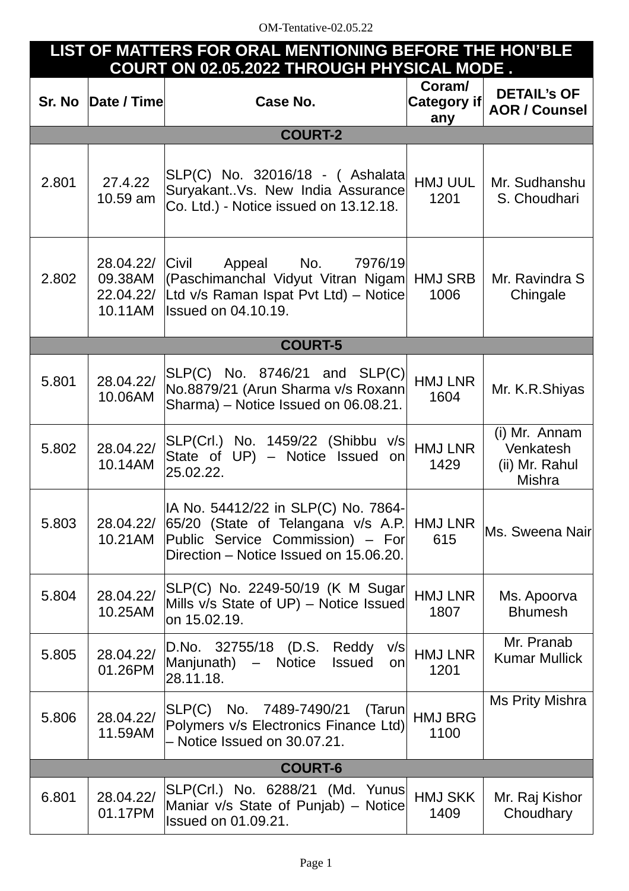OM-Tentative-02.05.22

| LIST OF MATTERS FOR ORAL MENTIONING BEFORE THE HON'BLE COURT ON 02.05.2022 THROUGH PHYSICAL MODE . | | | | |
|---|---|---|---|---|
| **Sr. No** | **Date / Time** | **Case No.** | **Coram/ Category if any** | **DETAIL's OF AOR / Counsel** |
| **COURT-2** | | | | |
| 2.801 | 27.4.22 10.59 am | SLP(C) No. 32016/18 - ( Ashalata Suryakant..Vs. New India Assurance Co. Ltd.) - Notice issued on 13.12.18. | HMJ UUL 1201 | Mr. Sudhanshu S. Choudhari |
| 2.802 | 28.04.22/ 09.38AM 22.04.22/ 10.11AM | Civil Appeal No. 7976/19 (Paschimanchal Vidyut Vitran Nigam Ltd v/s Raman Ispat Pvt Ltd) – Notice Issued on 04.10.19. | HMJ SRB 1006 | Mr. Ravindra S Chingale |
| **COURT-5** | | | | |
| 5.801 | 28.04.22/ 10.06AM | SLP(C) No. 8746/21 and SLP(C) No.8879/21 (Arun Sharma v/s Roxann Sharma) – Notice Issued on 06.08.21. | HMJ LNR 1604 | Mr. K.R.Shiyas |
| 5.802 | 28.04.22/ 10.14AM | SLP(Crl.) No. 1459/22 (Shibbu v/s State of UP) – Notice Issued on 25.02.22. | HMJ LNR 1429 | (i) Mr. Annam Venkatesh (ii) Mr. Rahul Mishra |
| 5.803 | 28.04.22/ 10.21AM | IA No. 54412/22 in SLP(C) No. 7864-65/20 (State of Telangana v/s A.P. Public Service Commission) – For Direction – Notice Issued on 15.06.20. | HMJ LNR 615 | Ms. Sweena Nair |
| 5.804 | 28.04.22/ 10.25AM | SLP(C) No. 2249-50/19 (K M Sugar Mills v/s State of UP) – Notice Issued on 15.02.19. | HMJ LNR 1807 | Ms. Apoorva Bhumesh |
| 5.805 | 28.04.22/ 01.26PM | D.No. 32755/18 (D.S. Reddy v/s Manjunath) – Notice Issued on 28.11.18. | HMJ LNR 1201 | Mr. Pranab Kumar Mullick |
| 5.806 | 28.04.22/ 11.59AM | SLP(C) No. 7489-7490/21 (Tarun Polymers v/s Electronics Finance Ltd) – Notice Issued on 30.07.21. | HMJ BRG 1100 | Ms Prity Mishra |
| **COURT-6** | | | | |
| 6.801 | 28.04.22/ 01.17PM | SLP(Crl.) No. 6288/21 (Md. Yunus Maniar v/s State of Punjab) – Notice Issued on 01.09.21. | HMJ SKK 1409 | Mr. Raj Kishor Choudhary |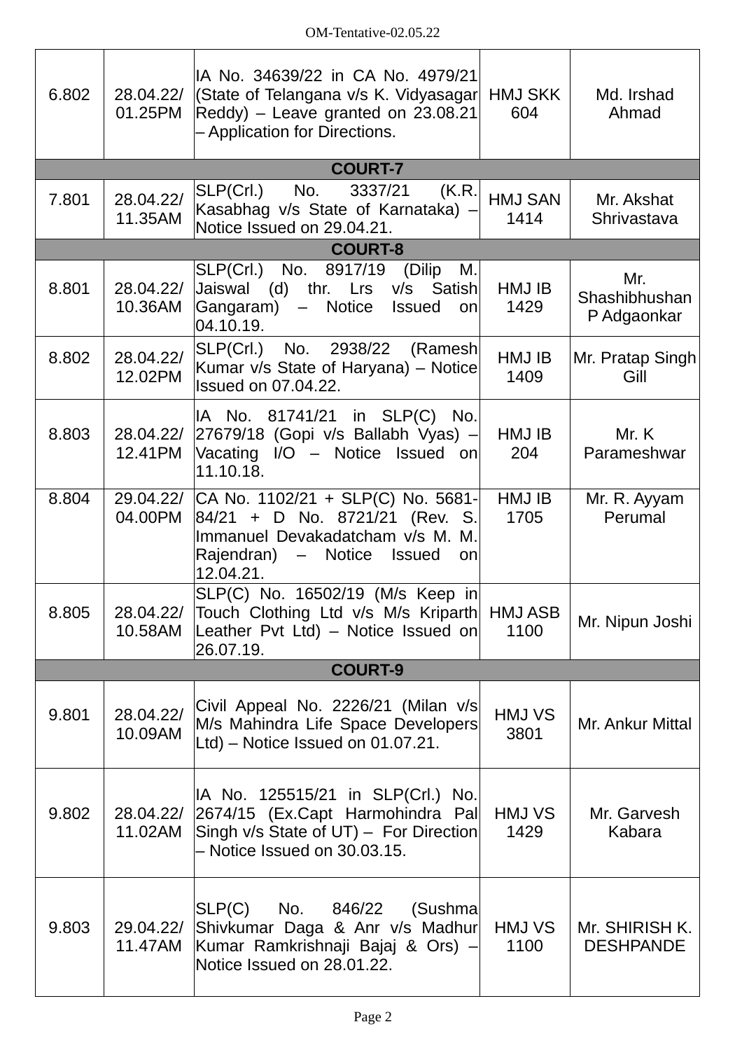| | | | | |
|---|---|---|---|---|
| 6.802 | 28.04.22/ 01.25PM | IA No. 34639/22 in CA No. 4979/21 (State of Telangana v/s K. Vidyasagar Reddy) – Leave granted on 23.08.21 – Application for Directions. | HMJ SKK 604 | Md. Irshad Ahmad |
| **COURT-7** | | | | |
| 7.801 | 28.04.22/ 11.35AM | SLP(Crl.) No. 3337/21 (K.R. Kasabhag v/s State of Karnataka) – Notice Issued on 29.04.21. | HMJ SAN 1414 | Mr. Akshat Shrivastava |
| **COURT-8** | | | | |
| 8.801 | 28.04.22/ 10.36AM | SLP(Crl.) No. 8917/19 (Dilip M. Jaiswal (d) thr. Lrs v/s Satish Gangaram) – Notice Issued on 04.10.19. | HMJ IB 1429 | Mr. Shashibhushan P Adgaonkar |
| 8.802 | 28.04.22/ 12.02PM | SLP(Crl.) No. 2938/22 (Ramesh Kumar v/s State of Haryana) – Notice Issued on 07.04.22. | HMJ IB 1409 | Mr. Pratap Singh Gill |
| 8.803 | 28.04.22/ 12.41PM | IA No. 81741/21 in SLP(C) No. 27679/18 (Gopi v/s Ballabh Vyas) – Vacating I/O – Notice Issued on 11.10.18. | HMJ IB 204 | Mr. K Parameshwar |
| 8.804 | 29.04.22/ 04.00PM | CA No. 1102/21 + SLP(C) No. 5681-84/21 + D No. 8721/21 (Rev. S. Immanuel Devakadatcham v/s M. M. Rajendran) – Notice Issued on 12.04.21. | HMJ IB 1705 | Mr. R. Ayyam Perumal |
| 8.805 | 28.04.22/ 10.58AM | SLP(C) No. 16502/19 (M/s Keep in Touch Clothing Ltd v/s M/s Kriparth Leather Pvt Ltd) – Notice Issued on 26.07.19. | HMJ ASB 1100 | Mr. Nipun Joshi |
| **COURT-9** | | | | |
| 9.801 | 28.04.22/ 10.09AM | Civil Appeal No. 2226/21 (Milan v/s M/s Mahindra Life Space Developers Ltd) – Notice Issued on 01.07.21. | HMJ VS 3801 | Mr. Ankur Mittal |
| 9.802 | 28.04.22/ 11.02AM | IA No. 125515/21 in SLP(Crl.) No. 2674/15 (Ex.Capt Harmohindra Pal Singh v/s State of UT) – For Direction – Notice Issued on 30.03.15. | HMJ VS 1429 | Mr. Garvesh Kabara |
| 9.803 | 29.04.22/ 11.47AM | SLP(C) No. 846/22 (Sushma Shivkumar Daga & Anr v/s Madhur Kumar Ramkrishnaji Bajaj & Ors) – Notice Issued on 28.01.22. | HMJ VS 1100 | Mr. SHIRISH K. DESHPANDE |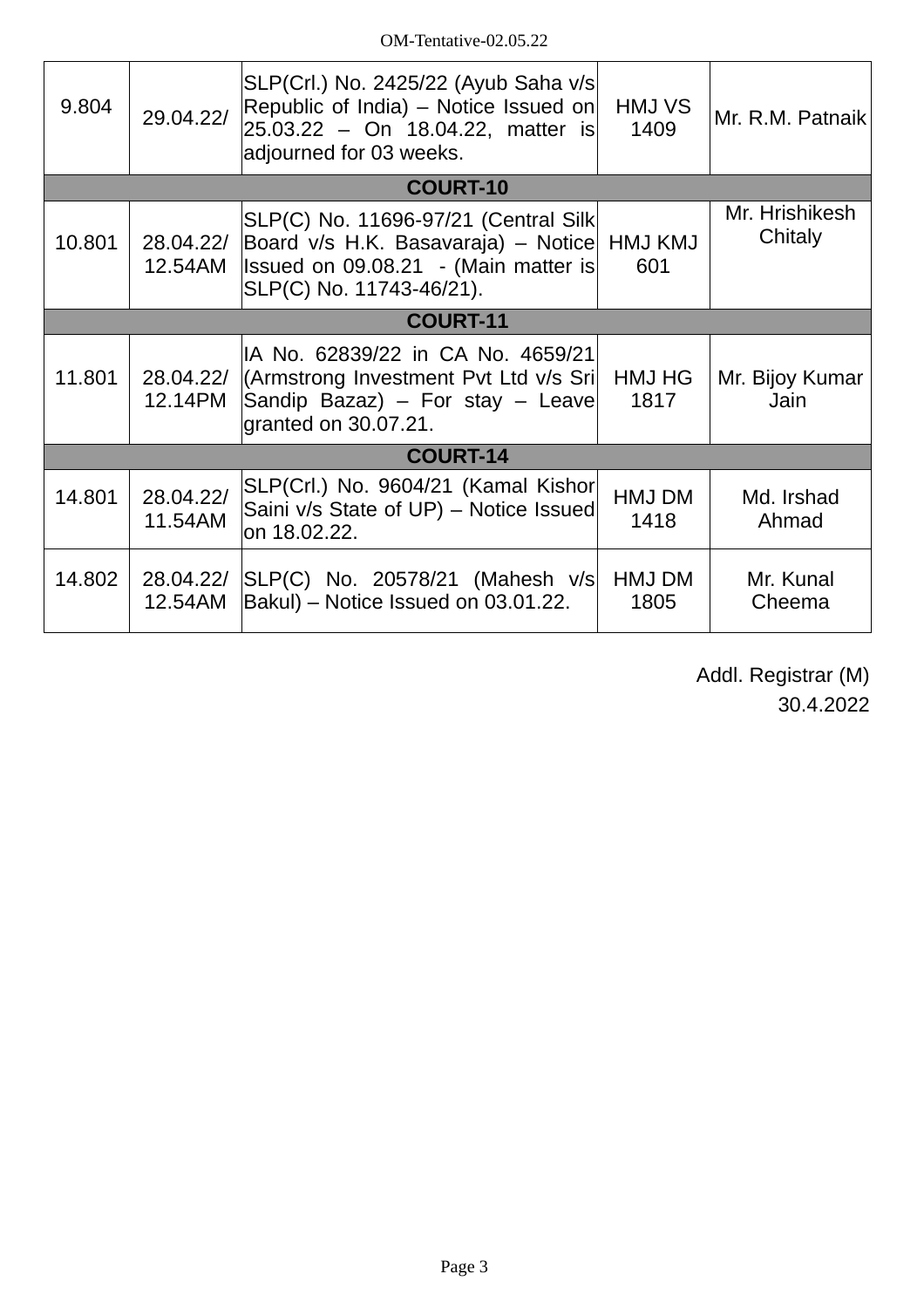| | | | | |
|---|---|---|---|---|
| 9.804 | 29.04.22/ | SLP(Crl.) No. 2425/22 (Ayub Saha v/s Republic of India) – Notice Issued on 25.03.22 – On 18.04.22, matter is adjourned for 03 weeks. | HMJ VS 1409 | Mr. R.M. Patnaik |
| **COURT-10** | | | | |
| 10.801 | 28.04.22/ 12.54AM | SLP(C) No. 11696-97/21 (Central Silk Board v/s H.K. Basavaraja) – Notice Issued on 09.08.21 - (Main matter is SLP(C) No. 11743-46/21). | HMJ KMJ 601 | Mr. Hrishikesh Chitaly |
| **COURT-11** | | | | |
| 11.801 | 28.04.22/ 12.14PM | IA No. 62839/22 in CA No. 4659/21 (Armstrong Investment Pvt Ltd v/s Sri Sandip Bazaz) – For stay – Leave granted on 30.07.21. | HMJ HG 1817 | Mr. Bijoy Kumar Jain |
| **COURT-14** | | | | |
| 14.801 | 28.04.22/ 11.54AM | SLP(Crl.) No. 9604/21 (Kamal Kishor Saini v/s State of UP) – Notice Issued on 18.02.22. | HMJ DM 1418 | Md. Irshad Ahmad |
| 14.802 | 28.04.22/ 12.54AM | SLP(C) No. 20578/21 (Mahesh v/s Bakul) – Notice Issued on 03.01.22. | HMJ DM 1805 | Mr. Kunal Cheema |

Addl. Registrar (M)
30.4.2022